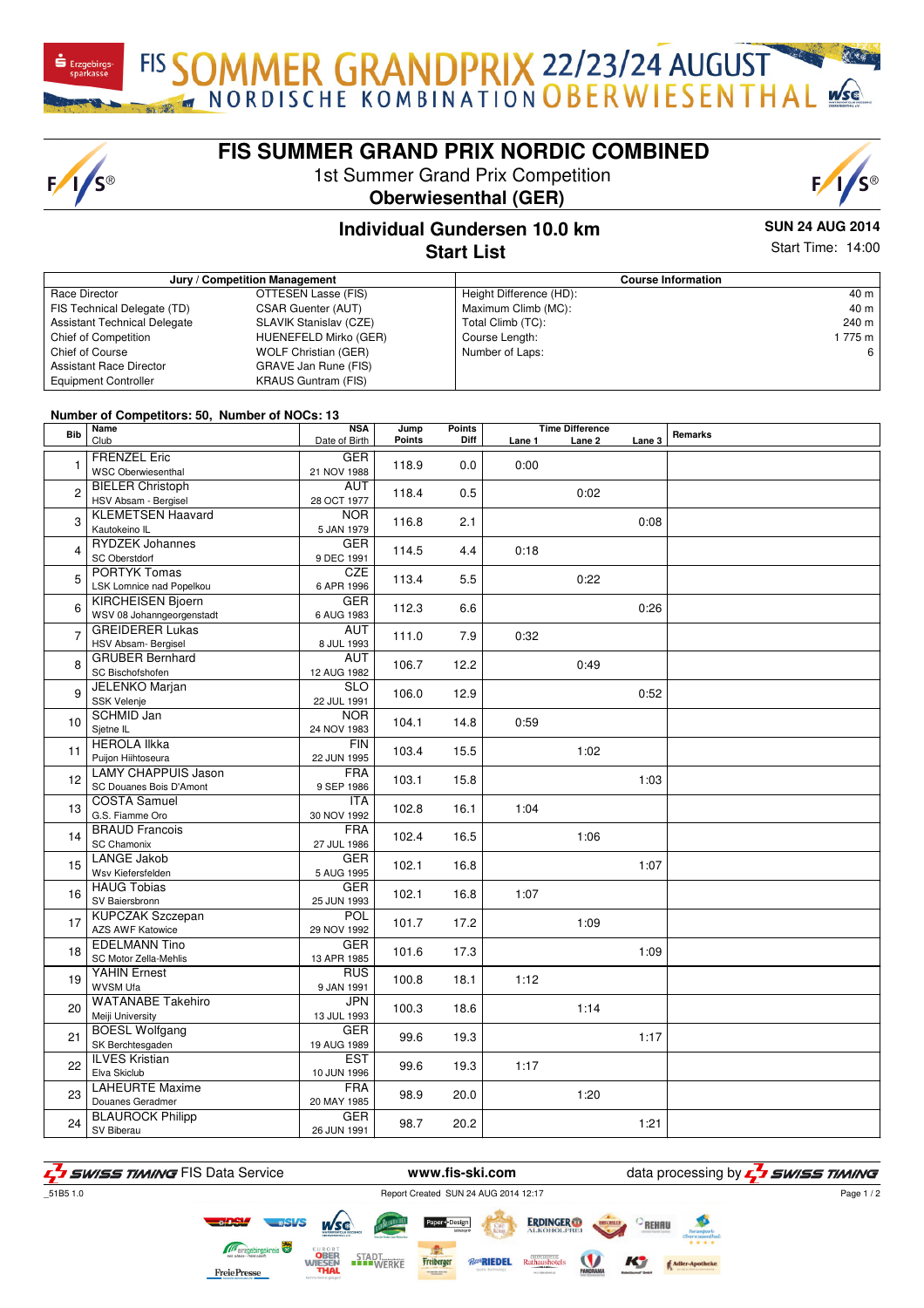# FIS SUMMER GRAND PRIX NORDIC COMBINED

1st Summer Grand Prix Competition
**Oberwiesenthal (GER)**

## Individual Gundersen 10.0 km
## Start List

**SUN 24 AUG 2014**
Start Time: 14:00

| Jury / Competition Management | | Course Information | |
|---|---|---|---|
| Race Director | OTTESEN Lasse (FIS) | Height Difference (HD): | 40 m |
| FIS Technical Delegate (TD) | CSAR Guenter (AUT) | Maximum Climb (MC): | 40 m |
| Assistant Technical Delegate | SLAVIK Stanislav (CZE) | Total Climb (TC): | 240 m |
| Chief of Competition | HUENEFELD Mirko (GER) | Course Length: | 1 775 m |
| Chief of Course | WOLF Christian (GER) | Number of Laps: | 6 |
| Assistant Race Director | GRAVE Jan Rune (FIS) | | |
| Equipment Controller | KRAUS Guntram (FIS) | | |

**Number of Competitors: 50, Number of NOCs: 13**

| Bib | Name / Club | NSA / Date of Birth | Jump Points | Points Diff | Lane 1 | Lane 2 | Lane 3 | Remarks |
|---|---|---|---|---|---|---|---|---|
| 1 | FRENZEL Eric<br>WSC Oberwiesenthal | GER<br>21 NOV 1988 | 118.9 | 0.0 | 0:00 | | | |
| 2 | BIELER Christoph<br>HSV Absam - Bergisel | AUT<br>28 OCT 1977 | 118.4 | 0.5 | | 0:02 | | |
| 3 | KLEMETSEN Haavard<br>Kautokeino IL | NOR<br>5 JAN 1979 | 116.8 | 2.1 | | | 0:08 | |
| 4 | RYDZEK Johannes<br>SC Oberstdorf | GER<br>9 DEC 1991 | 114.5 | 4.4 | 0:18 | | | |
| 5 | PORTYK Tomas<br>LSK Lomnice nad Popelkou | CZE<br>6 APR 1996 | 113.4 | 5.5 | | 0:22 | | |
| 6 | KIRCHEISEN Bjoern<br>WSV 08 Johanngeorgenstadt | GER<br>6 AUG 1983 | 112.3 | 6.6 | | | 0:26 | |
| 7 | GREIDERER Lukas<br>HSV Absam- Bergisel | AUT<br>8 JUL 1993 | 111.0 | 7.9 | 0:32 | | | |
| 8 | GRUBER Bernhard<br>SC Bischofshofen | AUT<br>12 AUG 1982 | 106.7 | 12.2 | | 0:49 | | |
| 9 | JELENKO Marjan<br>SSK Velenje | SLO<br>22 JUL 1991 | 106.0 | 12.9 | | | 0:52 | |
| 10 | SCHMID Jan<br>Sjetne IL | NOR<br>24 NOV 1983 | 104.1 | 14.8 | 0:59 | | | |
| 11 | HEROLA Ilkka<br>Puijon Hiihtoseura | FIN<br>22 JUN 1995 | 103.4 | 15.5 | | 1:02 | | |
| 12 | LAMY CHAPPUIS Jason<br>SC Douanes Bois D'Amont | FRA<br>9 SEP 1986 | 103.1 | 15.8 | | | 1:03 | |
| 13 | COSTA Samuel<br>G.S. Fiamme Oro | ITA<br>30 NOV 1992 | 102.8 | 16.1 | 1:04 | | | |
| 14 | BRAUD Francois<br>SC Chamonix | FRA<br>27 JUL 1986 | 102.4 | 16.5 | | 1:06 | | |
| 15 | LANGE Jakob<br>Wsv Kiefersfelden | GER<br>5 AUG 1995 | 102.1 | 16.8 | | | 1:07 | |
| 16 | HAUG Tobias<br>SV Baiersbronn | GER<br>25 JUN 1993 | 102.1 | 16.8 | 1:07 | | | |
| 17 | KUPCZAK Szczepan<br>AZS AWF Katowice | POL<br>29 NOV 1992 | 101.7 | 17.2 | | 1:09 | | |
| 18 | EDELMANN Tino<br>SC Motor Zella-Mehlis | GER<br>13 APR 1985 | 101.6 | 17.3 | | | 1:09 | |
| 19 | YAHIN Ernest<br>WVSM Ufa | RUS<br>9 JAN 1991 | 100.8 | 18.1 | 1:12 | | | |
| 20 | WATANABE Takehiro<br>Meiji University | JPN<br>13 JUL 1993 | 100.3 | 18.6 | | 1:14 | | |
| 21 | BOESL Wolfgang<br>SK Berchtesgaden | GER<br>19 AUG 1989 | 99.6 | 19.3 | | | 1:17 | |
| 22 | ILVES Kristian<br>Elva Skiclub | EST<br>10 JUN 1996 | 99.6 | 19.3 | 1:17 | | | |
| 23 | LAHEURTE Maxime<br>Douanes Geradmer | FRA<br>20 MAY 1985 | 98.9 | 20.0 | | 1:20 | | |
| 24 | BLAUROCK Philipp<br>SV Biberau | GER<br>26 JUN 1991 | 98.7 | 20.2 | | | 1:21 | |

SWISS TIMING FIS Data Service www.fis-ski.com data processing by SWISS TIMING

_51B5 1.0 Report Created SUN 24 AUG 2014 12:17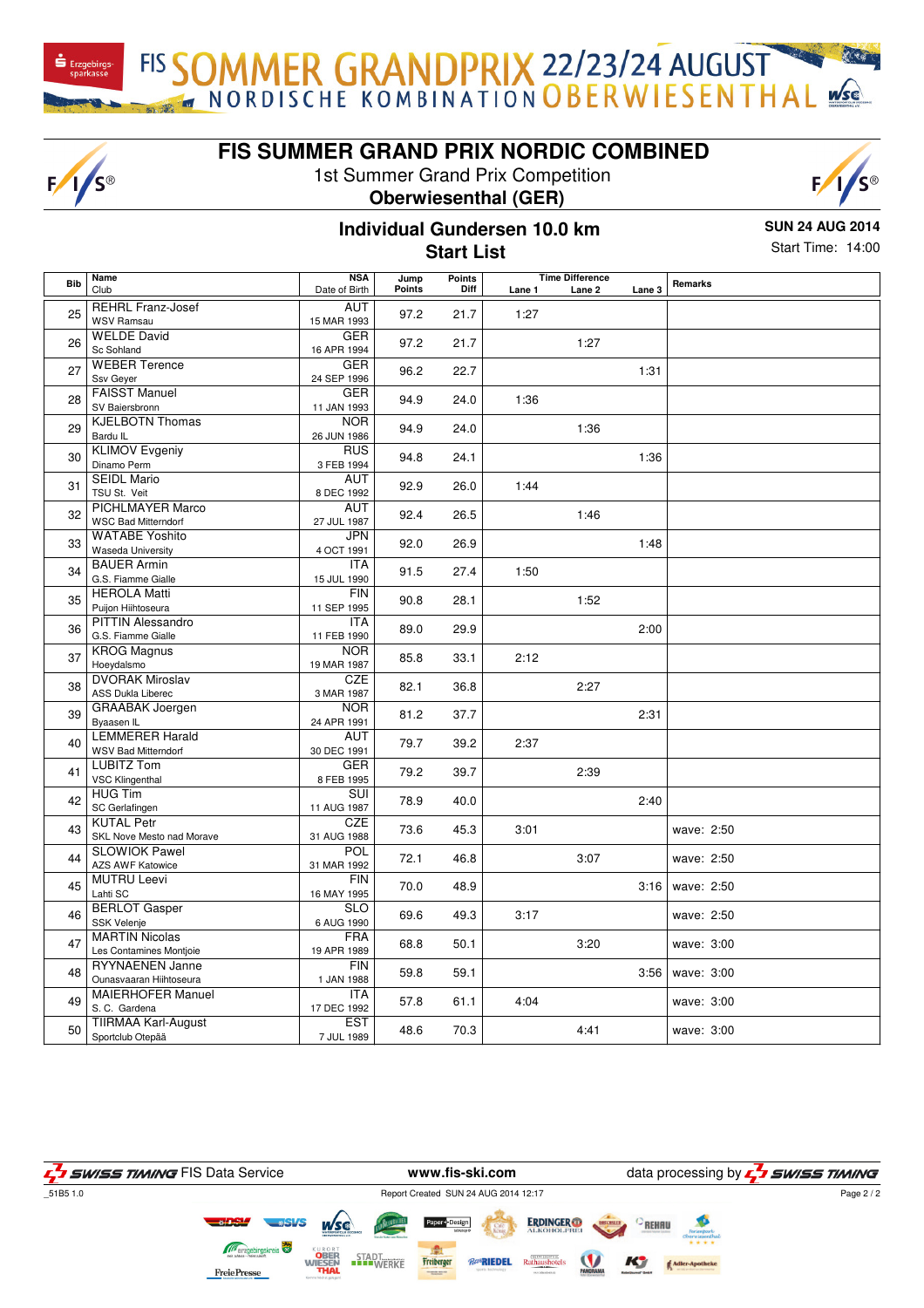# FIS SUMMER GRAND PRIX NORDIC COMBINED

1st Summer Grand Prix Competition

**Oberwiesenthal (GER)**

## Individual Gundersen 10.0 km

## Start List

**SUN 24 AUG 2014**

Start Time: 14:00

| Bib | Name<br>Club | NSA<br>Date of Birth | Jump Points | Points Diff | Time Difference Lane 1 | Lane 2 | Lane 3 | Remarks |
|---|---|---|---|---|---|---|---|---|
| 25 | REHRL Franz-Josef<br>WSV Ramsau | AUT<br>15 MAR 1993 | 97.2 | 21.7 | 1:27 | | | |
| 26 | WELDE David<br>Sc Sohland | GER<br>16 APR 1994 | 97.2 | 21.7 | | 1:27 | | |
| 27 | WEBER Terence<br>Ssv Geyer | GER<br>24 SEP 1996 | 96.2 | 22.7 | | | 1:31 | |
| 28 | FAISST Manuel<br>SV Baiersbronn | GER<br>11 JAN 1993 | 94.9 | 24.0 | 1:36 | | | |
| 29 | KJELBOTN Thomas<br>Bardu IL | NOR<br>26 JUN 1986 | 94.9 | 24.0 | | 1:36 | | |
| 30 | KLIMOV Evgeniy<br>Dinamo Perm | RUS<br>3 FEB 1994 | 94.8 | 24.1 | | | 1:36 | |
| 31 | SEIDL Mario<br>TSU St. Veit | AUT<br>8 DEC 1992 | 92.9 | 26.0 | 1:44 | | | |
| 32 | PICHLMAYER Marco<br>WSC Bad Mitterndorf | AUT<br>27 JUL 1987 | 92.4 | 26.5 | | 1:46 | | |
| 33 | WATABE Yoshito<br>Waseda University | JPN<br>4 OCT 1991 | 92.0 | 26.9 | | | 1:48 | |
| 34 | BAUER Armin<br>G.S. Fiamme Gialle | ITA<br>15 JUL 1990 | 91.5 | 27.4 | 1:50 | | | |
| 35 | HEROLA Matti<br>Puijon Hiihtoseura | FIN<br>11 SEP 1995 | 90.8 | 28.1 | | 1:52 | | |
| 36 | PITTIN Alessandro<br>G.S. Fiamme Gialle | ITA<br>11 FEB 1990 | 89.0 | 29.9 | | | 2:00 | |
| 37 | KROG Magnus<br>Hoeydalsmo | NOR<br>19 MAR 1987 | 85.8 | 33.1 | 2:12 | | | |
| 38 | DVORAK Miroslav<br>ASS Dukla Liberec | CZE<br>3 MAR 1987 | 82.1 | 36.8 | | 2:27 | | |
| 39 | GRAABAK Joergen<br>Byaasen IL | NOR<br>24 APR 1991 | 81.2 | 37.7 | | | 2:31 | |
| 40 | LEMMERER Harald<br>WSV Bad Mitterndorf | AUT<br>30 DEC 1991 | 79.7 | 39.2 | 2:37 | | | |
| 41 | LUBITZ Tom<br>VSC Klingenthal | GER<br>8 FEB 1995 | 79.2 | 39.7 | | 2:39 | | |
| 42 | HUG Tim<br>SC Gerlafingen | SUI<br>11 AUG 1987 | 78.9 | 40.0 | | | 2:40 | |
| 43 | KUTAL Petr<br>SKL Nove Mesto nad Morave | CZE<br>31 AUG 1988 | 73.6 | 45.3 | 3:01 | | | wave: 2:50 |
| 44 | SLOWIOK Pawel<br>AZS AWF Katowice | POL<br>31 MAR 1992 | 72.1 | 46.8 | | 3:07 | | wave: 2:50 |
| 45 | MUTRU Leevi<br>Lahti SC | FIN<br>16 MAY 1995 | 70.0 | 48.9 | | | 3:16 | wave: 2:50 |
| 46 | BERLOT Gasper<br>SSK Velenje | SLO<br>6 AUG 1990 | 69.6 | 49.3 | 3:17 | | | wave: 2:50 |
| 47 | MARTIN Nicolas<br>Les Contamines Montjoie | FRA<br>19 APR 1989 | 68.8 | 50.1 | | 3:20 | | wave: 3:00 |
| 48 | RYYNAENEN Janne<br>Ounasvaaran Hiihtoseura | FIN<br>1 JAN 1988 | 59.8 | 59.1 | | | 3:56 | wave: 3:00 |
| 49 | MAIERHOFER Manuel<br>S. C. Gardena | ITA<br>17 DEC 1992 | 57.8 | 61.1 | 4:04 | | | wave: 3:00 |
| 50 | TIIRMAA Karl-August<br>Sportclub Otepää | EST<br>7 JUL 1989 | 48.6 | 70.3 | | 4:41 | | wave: 3:00 |

SWISS TIMING FIS Data Service — www.fis-ski.com — data processing by SWISS TIMING

_51B5 1.0 — Report Created SUN 24 AUG 2014 12:17